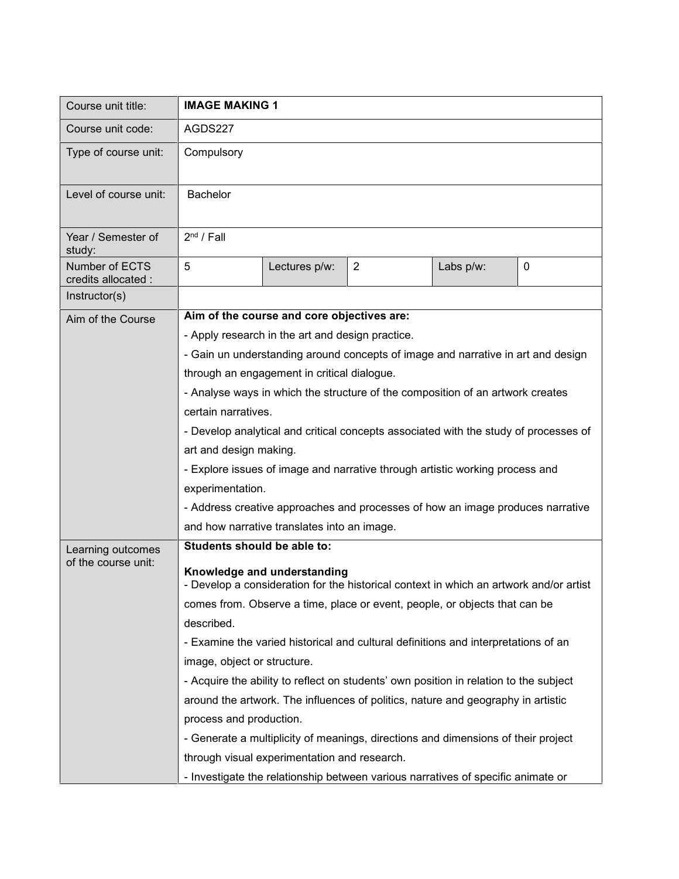| Course unit title: | **IMAGE MAKING 1** | | | | |
|---|---|---|---|---|---|
| Course unit code: | AGDS227 | | | | |
| Type of course unit: | Compulsory | | | | |
| Level of course unit: | Bachelor | | | | |
| Year / Semester of study: | 2nd / Fall | | | | |
| Number of ECTS credits allocated : | 5 | Lectures p/w: | 2 | Labs p/w: | 0 |
| Instructor(s) | | | | | |
| Aim of the Course | **Aim of the course and core objectives are:**<br>- Apply research in the art and design practice.<br>- Gain un understanding around concepts of image and narrative in art and design through an engagement in critical dialogue.<br>- Analyse ways in which the structure of the composition of an artwork creates certain narratives.<br>- Develop analytical and critical concepts associated with the study of processes of art and design making.<br>- Explore issues of image and narrative through artistic working process and experimentation.<br>- Address creative approaches and processes of how an image produces narrative and how narrative translates into an image. | | | | |
| Learning outcomes of the course unit: | **Students should be able to:**<br><br>**Knowledge and understanding**<br>- Develop a consideration for the historical context in which an artwork and/or artist comes from. Observe a time, place or event, people, or objects that can be described.<br>- Examine the varied historical and cultural definitions and interpretations of an image, object or structure.<br>- Acquire the ability to reflect on students' own position in relation to the subject around the artwork. The influences of politics, nature and geography in artistic process and production.<br>- Generate a multiplicity of meanings, directions and dimensions of their project through visual experimentation and research.<br>- Investigate the relationship between various narratives of specific animate or | | | | |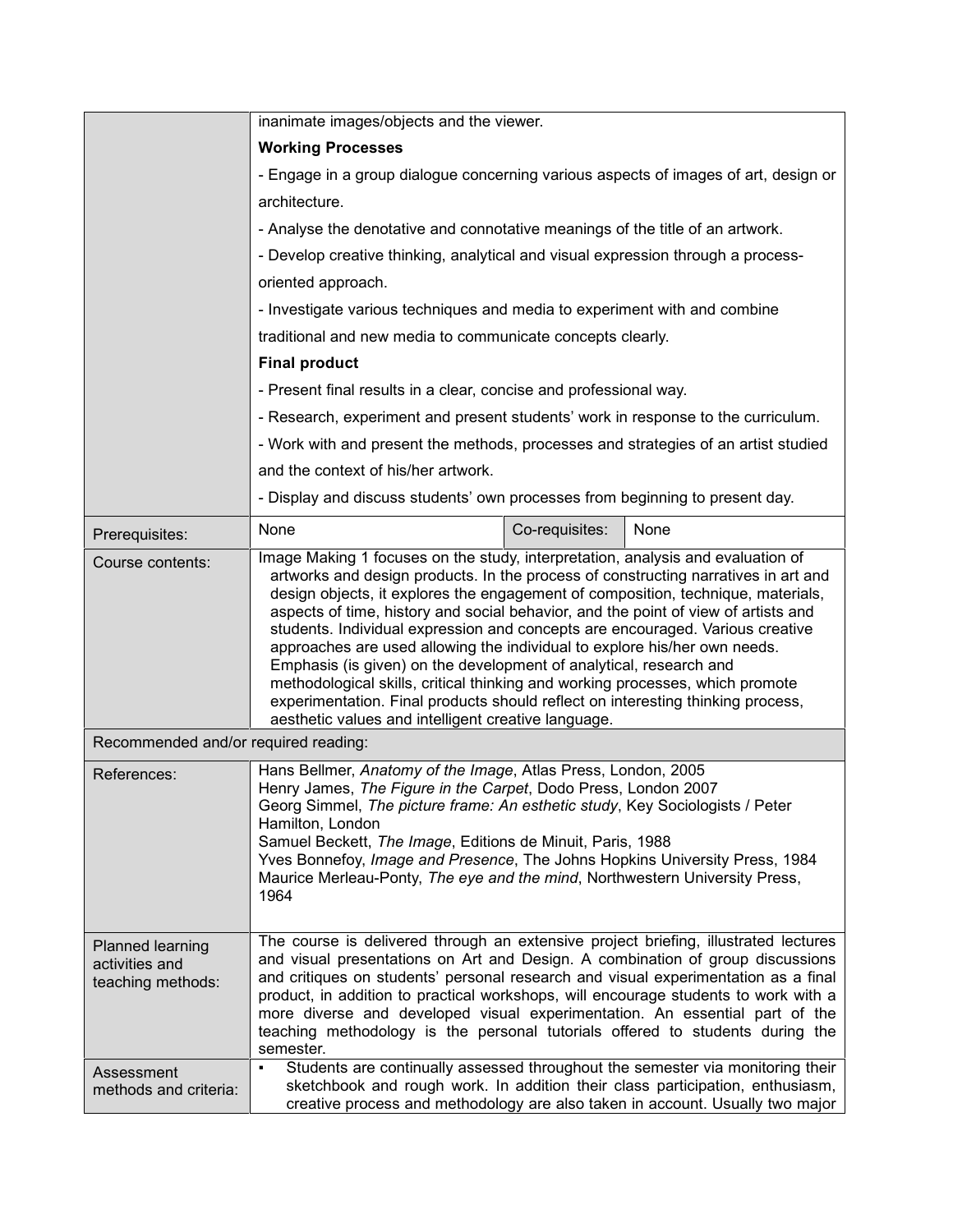| | |
|---|---|
| | inanimate images/objects and the viewer.<br>**Working Processes**<br>- Engage in a group dialogue concerning various aspects of images of art, design or architecture.<br>- Analyse the denotative and connotative meanings of the title of an artwork.<br>- Develop creative thinking, analytical and visual expression through a process-oriented approach.<br>- Investigate various techniques and media to experiment with and combine traditional and new media to communicate concepts clearly.<br>**Final product**<br>- Present final results in a clear, concise and professional way.<br>- Research, experiment and present students' work in response to the curriculum.<br>- Work with and present the methods, processes and strategies of an artist studied and the context of his/her artwork.<br>- Display and discuss students' own processes from beginning to present day. |
| Prerequisites: | None &#124; Co-requisites: None |
| Course contents: | Image Making 1 focuses on the study, interpretation, analysis and evaluation of artworks and design products. In the process of constructing narratives in art and design objects, it explores the engagement of composition, technique, materials, aspects of time, history and social behavior, and the point of view of artists and students. Individual expression and concepts are encouraged. Various creative approaches are used allowing the individual to explore his/her own needs. Emphasis (is given) on the development of analytical, research and methodological skills, critical thinking and working processes, which promote experimentation. Final products should reflect on interesting thinking process, aesthetic values and intelligent creative language. |
| Recommended and/or required reading: | |
| References: | Hans Bellmer, *Anatomy of the Image*, Atlas Press, London, 2005<br>Henry James, *The Figure in the Carpet*, Dodo Press, London 2007<br>Georg Simmel, *The picture frame: An esthetic study*, Key Sociologists / Peter Hamilton, London<br>Samuel Beckett, *The Image*, Editions de Minuit, Paris, 1988<br>Yves Bonnefoy, *Image and Presence*, The Johns Hopkins University Press, 1984<br>Maurice Merleau-Ponty, *The eye and the mind*, Northwestern University Press, 1964 |
| Planned learning activities and teaching methods: | The course is delivered through an extensive project briefing, illustrated lectures and visual presentations on Art and Design. A combination of group discussions and critiques on students' personal research and visual experimentation as a final product, in addition to practical workshops, will encourage students to work with a more diverse and developed visual experimentation. An essential part of the teaching methodology is the personal tutorials offered to students during the semester. |
| Assessment methods and criteria: | ▪ Students are continually assessed throughout the semester via monitoring their sketchbook and rough work. In addition their class participation, enthusiasm, creative process and methodology are also taken in account. Usually two major |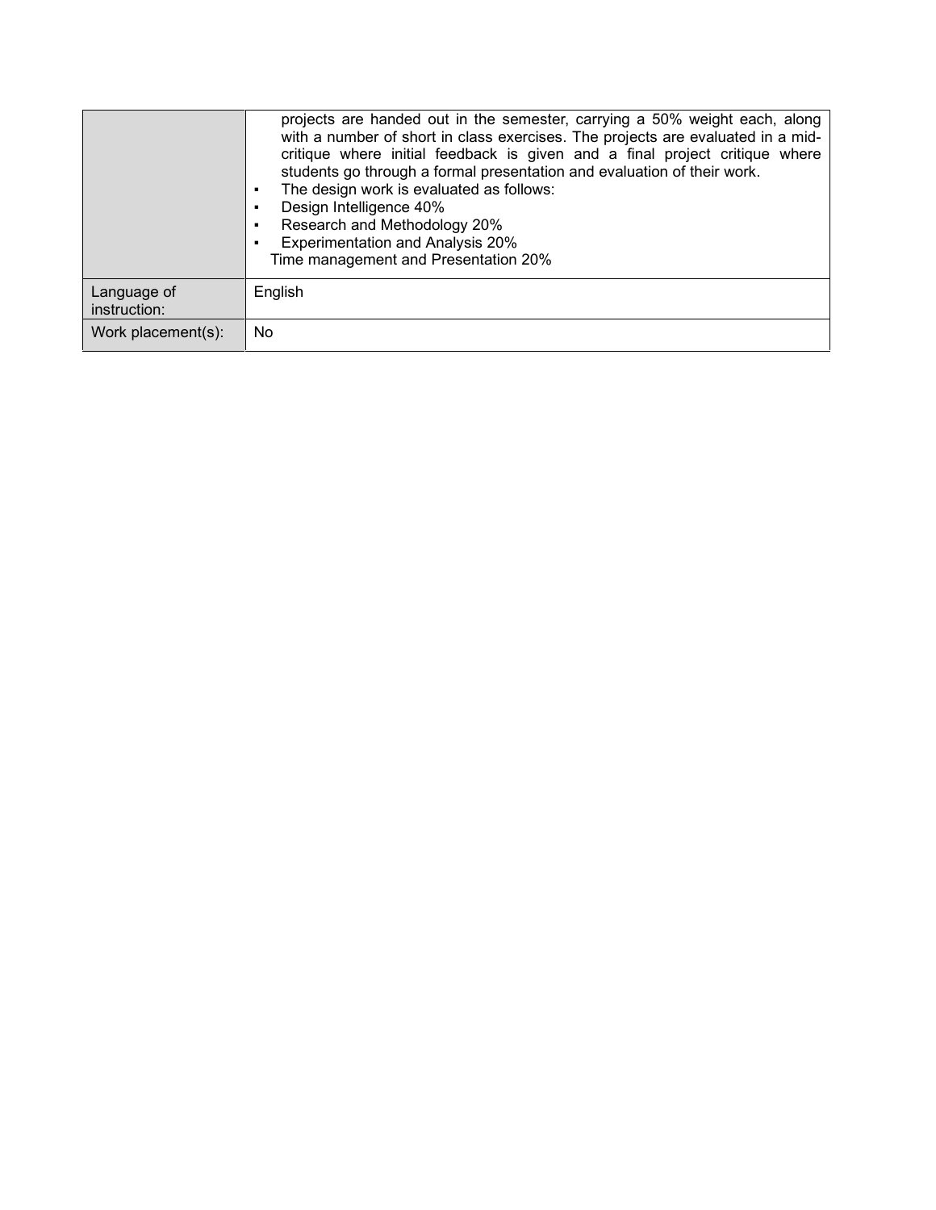| | |
|---|---|
| | projects are handed out in the semester, carrying a 50% weight each, along with a number of short in class exercises. The projects are evaluated in a mid-critique where initial feedback is given and a final project critique where students go through a formal presentation and evaluation of their work.<br>▪ The design work is evaluated as follows:<br>▪ Design Intelligence 40%<br>▪ Research and Methodology 20%<br>▪ Experimentation and Analysis 20%<br>Time management and Presentation 20% |
| Language of instruction: | English |
| Work placement(s): | No |